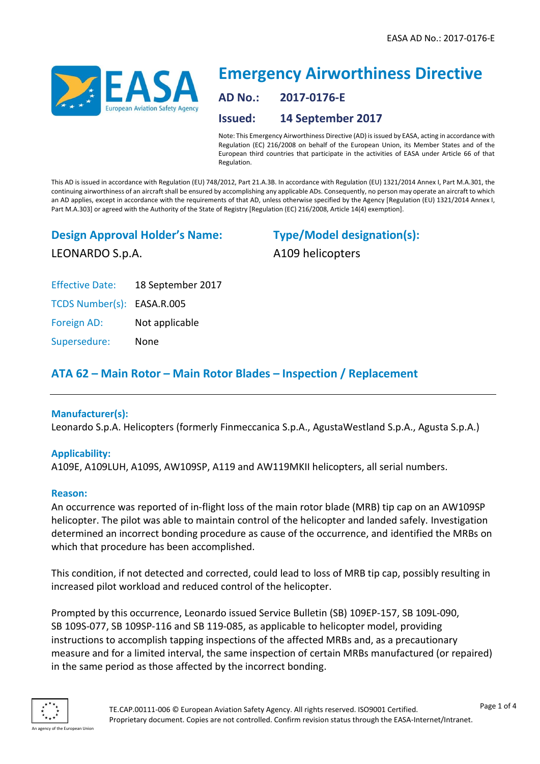# Emergency Airworthiness Directive

**AD No.:** 2017-0176-E

**Issued:** 14 September 2017

Note: This Emergency Airworthiness Directive (AD) is issued by EASA, acting in accordance with Regulation (EC) 216/2008 on behalf of the European Union, its Member States and of the European third countries that participate in the activities of EASA under Article 66 of that Regulation.

This AD is issued in accordance with Regulation (EU) 748/2012, Part 21.A.3B. In accordance with Regulation (EU) 1321/2014 Annex I, Part M.A.301, the continuing airworthiness of an aircraft shall be ensured by accomplishing any applicable ADs. Consequently, no person may operate an aircraft to which an AD applies, except in accordance with the requirements of that AD, unless otherwise specified by the Agency [Regulation (EU) 1321/2014 Annex I, Part M.A.303] or agreed with the Authority of the State of Registry [Regulation (EC) 216/2008, Article 14(4) exemption].

## Design Approval Holder's Name:

LEONARDO S.p.A.

## Type/Model designation(s):

A109 helicopters

Effective Date: 18 September 2017

TCDS Number(s): EASA.R.005

Foreign AD: Not applicable

Supersedure: None

## ATA 62 – Main Rotor – Main Rotor Blades – Inspection / Replacement

### Manufacturer(s):

Leonardo S.p.A. Helicopters (formerly Finmeccanica S.p.A., AgustaWestland S.p.A., Agusta S.p.A.)

### Applicability:

A109E, A109LUH, A109S, AW109SP, A119 and AW119MKII helicopters, all serial numbers.

### Reason:

An occurrence was reported of in-flight loss of the main rotor blade (MRB) tip cap on an AW109SP helicopter. The pilot was able to maintain control of the helicopter and landed safely. Investigation determined an incorrect bonding procedure as cause of the occurrence, and identified the MRBs on which that procedure has been accomplished.

This condition, if not detected and corrected, could lead to loss of MRB tip cap, possibly resulting in increased pilot workload and reduced control of the helicopter.

Prompted by this occurrence, Leonardo issued Service Bulletin (SB) 109EP-157, SB 109L-090, SB 109S-077, SB 109SP-116 and SB 119-085, as applicable to helicopter model, providing instructions to accomplish tapping inspections of the affected MRBs and, as a precautionary measure and for a limited interval, the same inspection of certain MRBs manufactured (or repaired) in the same period as those affected by the incorrect bonding.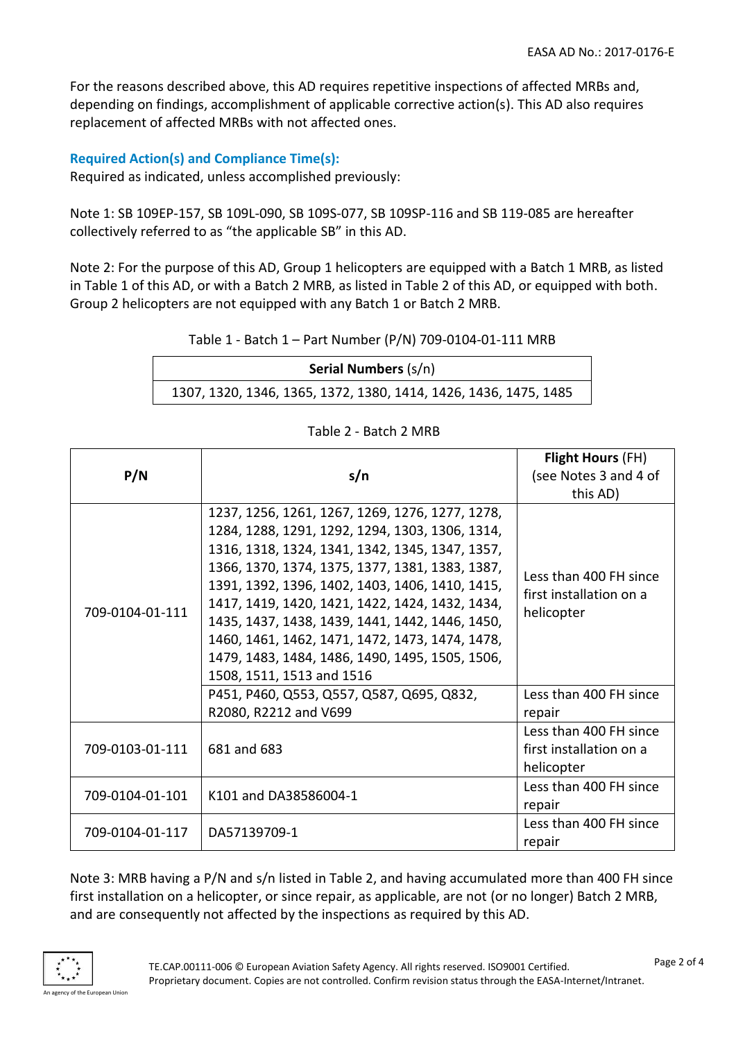For the reasons described above, this AD requires repetitive inspections of affected MRBs and, depending on findings, accomplishment of applicable corrective action(s). This AD also requires replacement of affected MRBs with not affected ones.

### Required Action(s) and Compliance Time(s):

Required as indicated, unless accomplished previously:

Note 1: SB 109EP-157, SB 109L-090, SB 109S-077, SB 109SP-116 and SB 119-085 are hereafter collectively referred to as "the applicable SB" in this AD.

Note 2: For the purpose of this AD, Group 1 helicopters are equipped with a Batch 1 MRB, as listed in Table 1 of this AD, or with a Batch 2 MRB, as listed in Table 2 of this AD, or equipped with both. Group 2 helicopters are not equipped with any Batch 1 or Batch 2 MRB.

Table 1 - Batch 1 – Part Number (P/N) 709-0104-01-111 MRB

| **Serial Numbers** (s/n) |
|---|
| 1307, 1320, 1346, 1365, 1372, 1380, 1414, 1426, 1436, 1475, 1485 |

Table 2 - Batch 2 MRB

| **P/N** | **s/n** | **Flight Hours** (FH) (see Notes 3 and 4 of this AD) |
|---|---|---|
| 709-0104-01-111 | 1237, 1256, 1261, 1267, 1269, 1276, 1277, 1278, 1284, 1288, 1291, 1292, 1294, 1303, 1306, 1314, 1316, 1318, 1324, 1341, 1342, 1345, 1347, 1357, 1366, 1370, 1374, 1375, 1377, 1381, 1383, 1387, 1391, 1392, 1396, 1402, 1403, 1406, 1410, 1415, 1417, 1419, 1420, 1421, 1422, 1424, 1432, 1434, 1435, 1437, 1438, 1439, 1441, 1442, 1446, 1450, 1460, 1461, 1462, 1471, 1472, 1473, 1474, 1478, 1479, 1483, 1484, 1486, 1490, 1495, 1505, 1506, 1508, 1511, 1513 and 1516 | Less than 400 FH since first installation on a helicopter |
| | P451, P460, Q553, Q557, Q587, Q695, Q832, R2080, R2212 and V699 | Less than 400 FH since repair |
| 709-0103-01-111 | 681 and 683 | Less than 400 FH since first installation on a helicopter |
| 709-0104-01-101 | K101 and DA38586004-1 | Less than 400 FH since repair |
| 709-0104-01-117 | DA57139709-1 | Less than 400 FH since repair |

Note 3: MRB having a P/N and s/n listed in Table 2, and having accumulated more than 400 FH since first installation on a helicopter, or since repair, as applicable, are not (or no longer) Batch 2 MRB, and are consequently not affected by the inspections as required by this AD.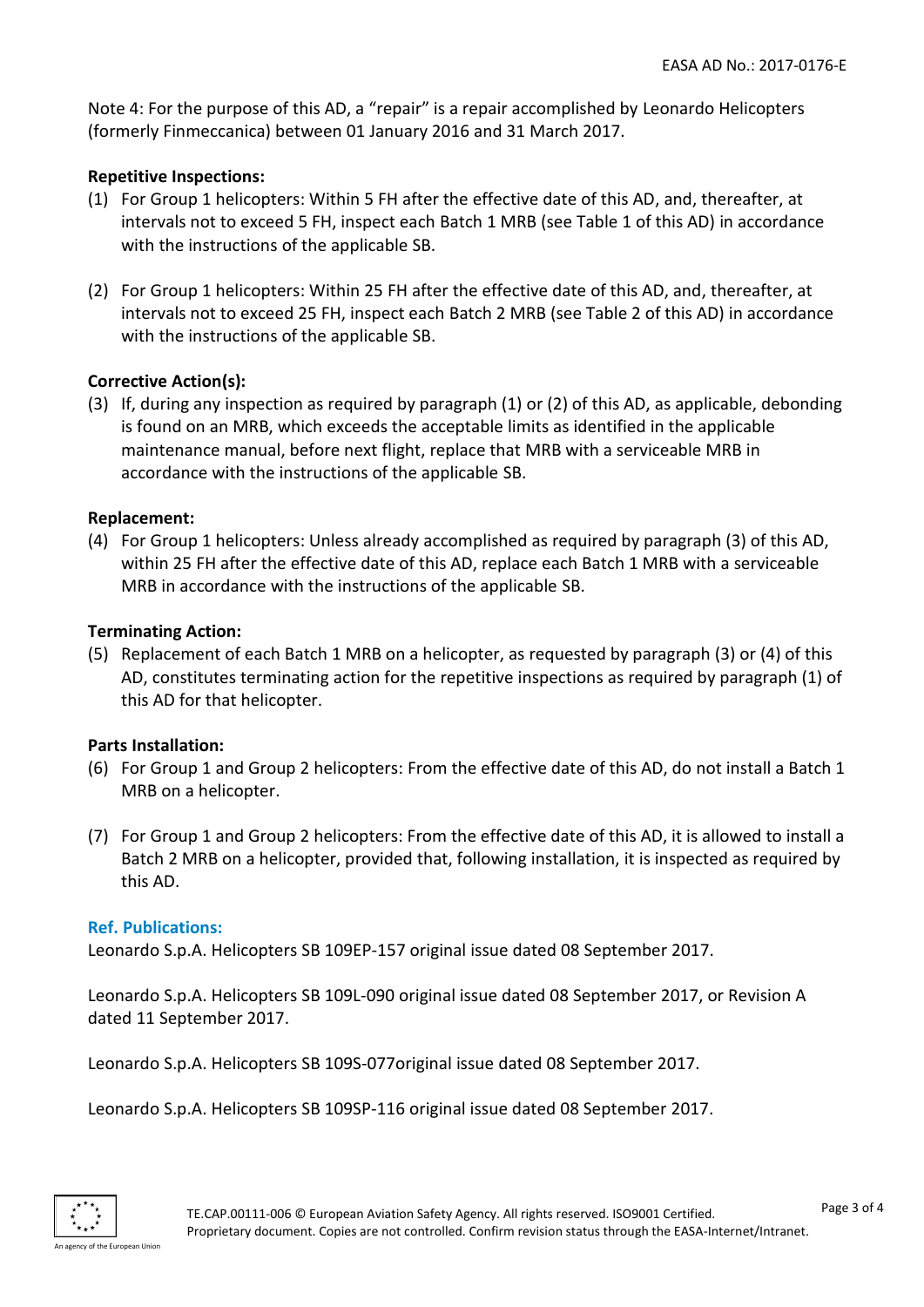Note 4: For the purpose of this AD, a “repair” is a repair accomplished by Leonardo Helicopters (formerly Finmeccanica) between 01 January 2016 and 31 March 2017.

**Repetitive Inspections:**

(1) For Group 1 helicopters: Within 5 FH after the effective date of this AD, and, thereafter, at intervals not to exceed 5 FH, inspect each Batch 1 MRB (see Table 1 of this AD) in accordance with the instructions of the applicable SB.

(2) For Group 1 helicopters: Within 25 FH after the effective date of this AD, and, thereafter, at intervals not to exceed 25 FH, inspect each Batch 2 MRB (see Table 2 of this AD) in accordance with the instructions of the applicable SB.

**Corrective Action(s):**

(3) If, during any inspection as required by paragraph (1) or (2) of this AD, as applicable, debonding is found on an MRB, which exceeds the acceptable limits as identified in the applicable maintenance manual, before next flight, replace that MRB with a serviceable MRB in accordance with the instructions of the applicable SB.

**Replacement:**

(4) For Group 1 helicopters: Unless already accomplished as required by paragraph (3) of this AD, within 25 FH after the effective date of this AD, replace each Batch 1 MRB with a serviceable MRB in accordance with the instructions of the applicable SB.

**Terminating Action:**

(5) Replacement of each Batch 1 MRB on a helicopter, as requested by paragraph (3) or (4) of this AD, constitutes terminating action for the repetitive inspections as required by paragraph (1) of this AD for that helicopter.

**Parts Installation:**

(6) For Group 1 and Group 2 helicopters: From the effective date of this AD, do not install a Batch 1 MRB on a helicopter.

(7) For Group 1 and Group 2 helicopters: From the effective date of this AD, it is allowed to install a Batch 2 MRB on a helicopter, provided that, following installation, it is inspected as required by this AD.

**Ref. Publications:**

Leonardo S.p.A. Helicopters SB 109EP-157 original issue dated 08 September 2017.

Leonardo S.p.A. Helicopters SB 109L-090 original issue dated 08 September 2017, or Revision A dated 11 September 2017.

Leonardo S.p.A. Helicopters SB 109S-077original issue dated 08 September 2017.

Leonardo S.p.A. Helicopters SB 109SP-116 original issue dated 08 September 2017.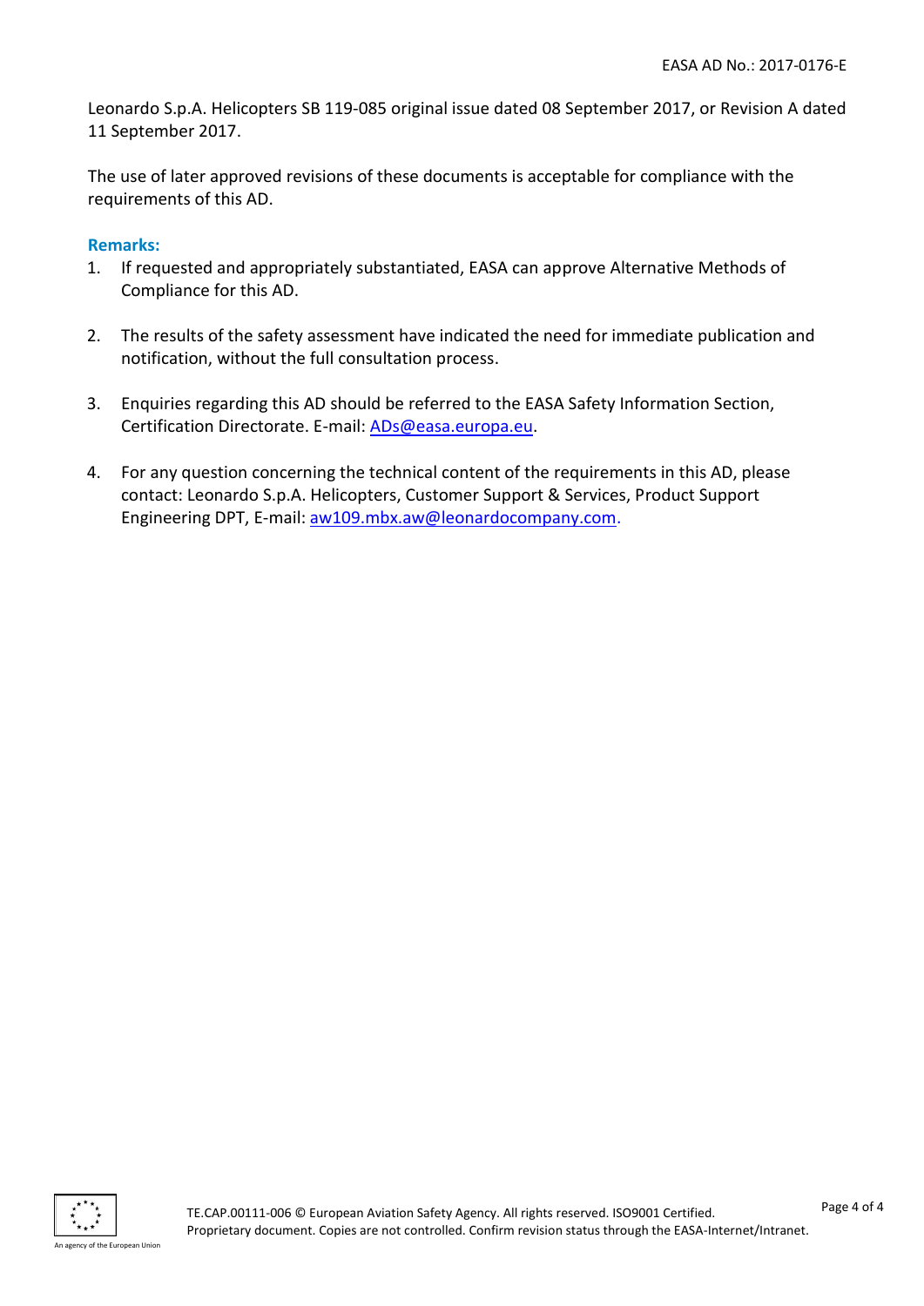Leonardo S.p.A. Helicopters SB 119-085 original issue dated 08 September 2017, or Revision A dated 11 September 2017.

The use of later approved revisions of these documents is acceptable for compliance with the requirements of this AD.

**Remarks:**

1. If requested and appropriately substantiated, EASA can approve Alternative Methods of Compliance for this AD.

2. The results of the safety assessment have indicated the need for immediate publication and notification, without the full consultation process.

3. Enquiries regarding this AD should be referred to the EASA Safety Information Section, Certification Directorate. E-mail: ADs@easa.europa.eu.

4. For any question concerning the technical content of the requirements in this AD, please contact: Leonardo S.p.A. Helicopters, Customer Support & Services, Product Support Engineering DPT, E-mail: aw109.mbx.aw@leonardocompany.com.